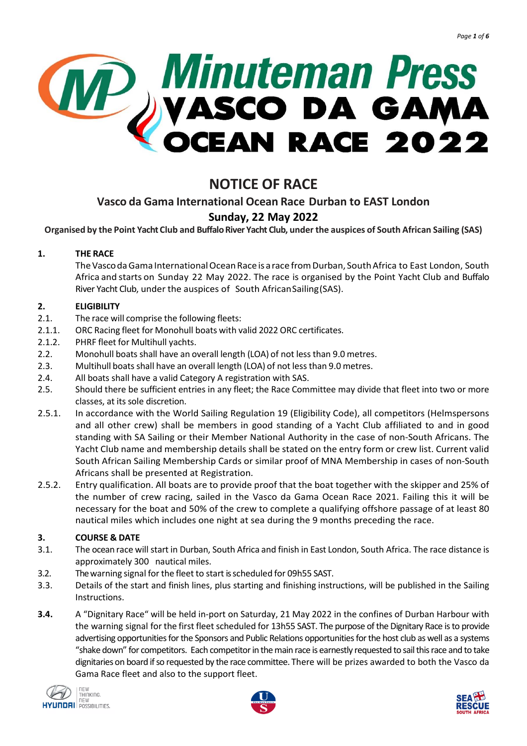# Minuteman Press VASCO DA GAMA OCEAN RACE 2022

## NOTICE OF RACE

### Vasco da Gama International Ocean Race Durban to EAST London

### Sunday, 22 May 2022

**Organised by the Point Yacht Club and Buffalo River Yacht Club, under the auspices of South African Sailing (SAS)**

**1. THE RACE**

The Vasco da Gama International Ocean Race is a race from Durban, South Africa to East London, South Africa and starts on Sunday 22 May 2022. The race is organised by the Point Yacht Club and Buffalo River Yacht Club, under the auspices of South African Sailing (SAS).

**2. ELIGIBILITY**

2.1. The race will comprise the following fleets:

2.1.1. ORC Racing fleet for Monohull boats with valid 2022 ORC certificates.

2.1.2. PHRF fleet for Multihull yachts.

2.2. Monohull boats shall have an overall length (LOA) of not less than 9.0 metres.

2.3. Multihull boats shall have an overall length (LOA) of not less than 9.0 metres.

2.4. All boats shall have a valid Category A registration with SAS.

2.5. Should there be sufficient entries in any fleet; the Race Committee may divide that fleet into two or more classes, at its sole discretion.

2.5.1. In accordance with the World Sailing Regulation 19 (Eligibility Code), all competitors (Helmspersons and all other crew) shall be members in good standing of a Yacht Club affiliated to and in good standing with SA Sailing or their Member National Authority in the case of non-South Africans. The Yacht Club name and membership details shall be stated on the entry form or crew list. Current valid South African Sailing Membership Cards or similar proof of MNA Membership in cases of non-South Africans shall be presented at Registration.

2.5.2. Entry qualification. All boats are to provide proof that the boat together with the skipper and 25% of the number of crew racing, sailed in the Vasco da Gama Ocean Race 2021. Failing this it will be necessary for the boat and 50% of the crew to complete a qualifying offshore passage of at least 80 nautical miles which includes one night at sea during the 9 months preceding the race.

**3. COURSE & DATE**

3.1. The ocean race will start in Durban, South Africa and finish in East London, South Africa. The race distance is approximately 300 nautical miles.

3.2. The warning signal for the fleet to start is scheduled for 09h55 SAST.

3.3. Details of the start and finish lines, plus starting and finishing instructions, will be published in the Sailing Instructions.

**3.4.** A "Dignitary Race" will be held in-port on Saturday, 21 May 2022 in the confines of Durban Harbour with the warning signal for the first fleet scheduled for 13h55 SAST. The purpose of the Dignitary Race is to provide advertising opportunities for the Sponsors and Public Relations opportunities for the host club as well as a systems "shake down" for competitors. Each competitor in the main race is earnestly requested to sail this race and to take dignitaries on board if so requested by the race committee. There will be prizes awarded to both the Vasco da Gama Race fleet and also to the support fleet.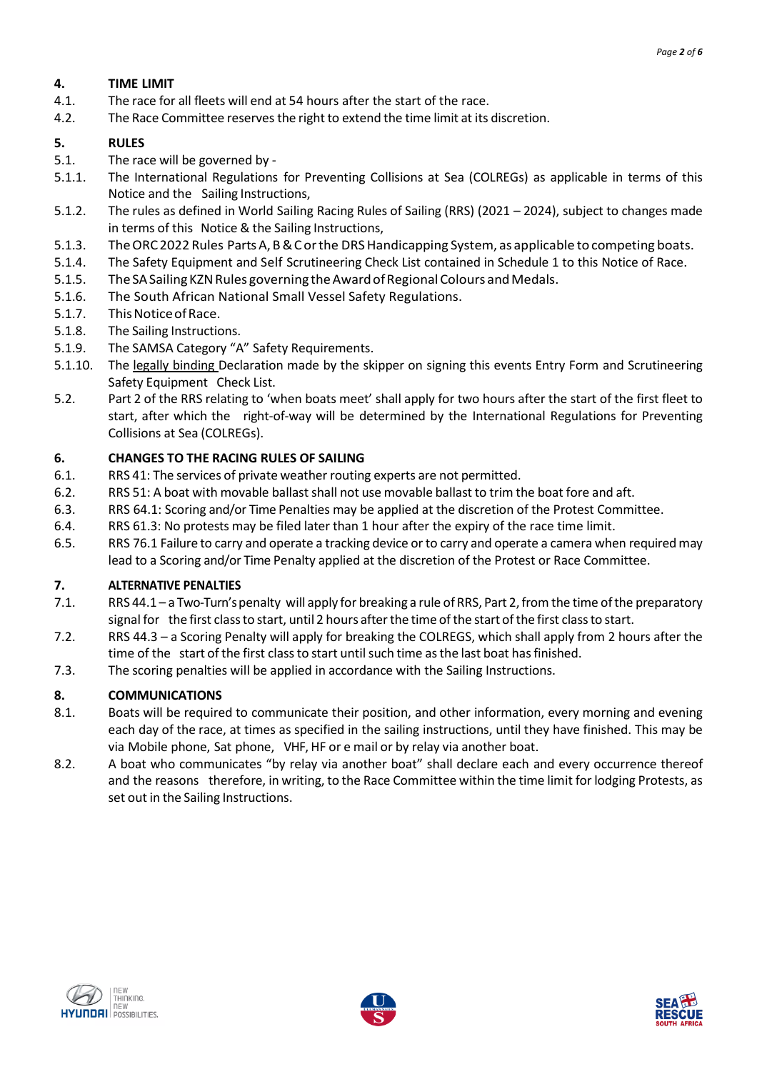## 4. TIME LIMIT

4.1. The race for all fleets will end at 54 hours after the start of the race.

4.2. The Race Committee reserves the right to extend the time limit at its discretion.

## 5. RULES

5.1. The race will be governed by -

5.1.1. The International Regulations for Preventing Collisions at Sea (COLREGs) as applicable in terms of this Notice and the Sailing Instructions,

5.1.2. The rules as defined in World Sailing Racing Rules of Sailing (RRS) (2021 – 2024), subject to changes made in terms of this Notice & the Sailing Instructions,

5.1.3. The ORC 2022 Rules Parts A, B & C or the DRS Handicapping System, as applicable to competing boats.

5.1.4. The Safety Equipment and Self Scrutineering Check List contained in Schedule 1 to this Notice of Race.

5.1.5. The SA Sailing KZN Rules governing the Award of Regional Colours and Medals.

5.1.6. The South African National Small Vessel Safety Regulations.

5.1.7. This Notice of Race.

5.1.8. The Sailing Instructions.

5.1.9. The SAMSA Category "A" Safety Requirements.

5.1.10. The legally binding Declaration made by the skipper on signing this events Entry Form and Scrutineering Safety Equipment Check List.

5.2. Part 2 of the RRS relating to 'when boats meet' shall apply for two hours after the start of the first fleet to start, after which the right-of-way will be determined by the International Regulations for Preventing Collisions at Sea (COLREGs).

## 6. CHANGES TO THE RACING RULES OF SAILING

6.1. RRS 41: The services of private weather routing experts are not permitted.

6.2. RRS 51: A boat with movable ballast shall not use movable ballast to trim the boat fore and aft.

6.3. RRS 64.1: Scoring and/or Time Penalties may be applied at the discretion of the Protest Committee.

6.4. RRS 61.3: No protests may be filed later than 1 hour after the expiry of the race time limit.

6.5. RRS 76.1 Failure to carry and operate a tracking device or to carry and operate a camera when required may lead to a Scoring and/or Time Penalty applied at the discretion of the Protest or Race Committee.

## 7. ALTERNATIVE PENALTIES

7.1. RRS 44.1 – a Two-Turn's penalty will apply for breaking a rule of RRS, Part 2, from the time of the preparatory signal for the first class to start, until 2 hours after the time of the start of the first class to start.

7.2. RRS 44.3 – a Scoring Penalty will apply for breaking the COLREGS, which shall apply from 2 hours after the time of the start of the first class to start until such time as the last boat has finished.

7.3. The scoring penalties will be applied in accordance with the Sailing Instructions.

## 8. COMMUNICATIONS

8.1. Boats will be required to communicate their position, and other information, every morning and evening each day of the race, at times as specified in the sailing instructions, until they have finished. This may be via Mobile phone, Sat phone, VHF, HF or e mail or by relay via another boat.

8.2. A boat who communicates "by relay via another boat" shall declare each and every occurrence thereof and the reasons therefore, in writing, to the Race Committee within the time limit for lodging Protests, as set out in the Sailing Instructions.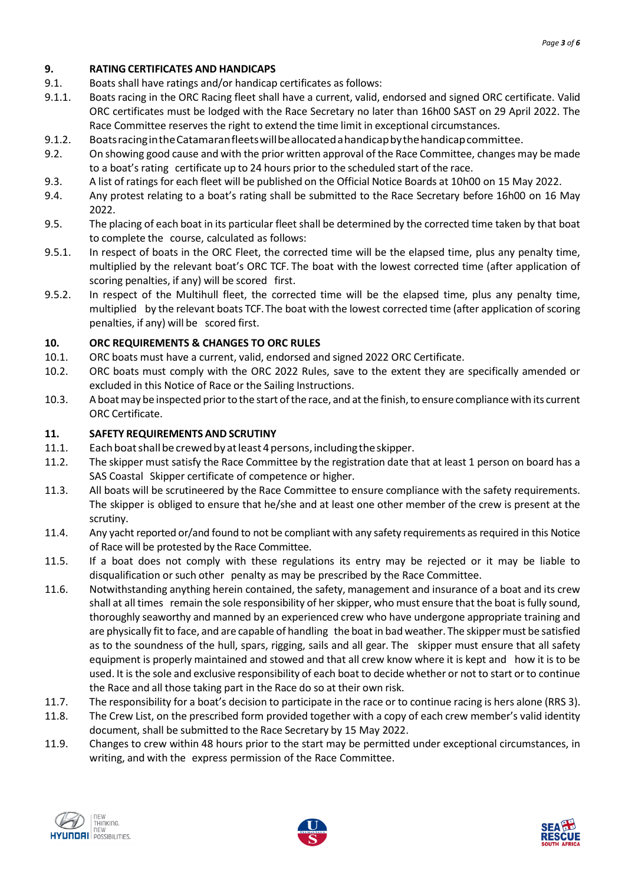## 9. RATING CERTIFICATES AND HANDICAPS

9.1. Boats shall have ratings and/or handicap certificates as follows:

9.1.1. Boats racing in the ORC Racing fleet shall have a current, valid, endorsed and signed ORC certificate. Valid ORC certificates must be lodged with the Race Secretary no later than 16h00 SAST on 29 April 2022. The Race Committee reserves the right to extend the time limit in exceptional circumstances.

9.1.2. Boats racing in the Catamaran fleets will be allocated a handicap by the handicap committee.

9.2. On showing good cause and with the prior written approval of the Race Committee, changes may be made to a boat's rating certificate up to 24 hours prior to the scheduled start of the race.

9.3. A list of ratings for each fleet will be published on the Official Notice Boards at 10h00 on 15 May 2022.

9.4. Any protest relating to a boat's rating shall be submitted to the Race Secretary before 16h00 on 16 May 2022.

9.5. The placing of each boat in its particular fleet shall be determined by the corrected time taken by that boat to complete the course, calculated as follows:

9.5.1. In respect of boats in the ORC Fleet, the corrected time will be the elapsed time, plus any penalty time, multiplied by the relevant boat's ORC TCF. The boat with the lowest corrected time (after application of scoring penalties, if any) will be scored first.

9.5.2. In respect of the Multihull fleet, the corrected time will be the elapsed time, plus any penalty time, multiplied by the relevant boats TCF. The boat with the lowest corrected time (after application of scoring penalties, if any) will be scored first.

## 10. ORC REQUIREMENTS & CHANGES TO ORC RULES

10.1. ORC boats must have a current, valid, endorsed and signed 2022 ORC Certificate.

10.2. ORC boats must comply with the ORC 2022 Rules, save to the extent they are specifically amended or excluded in this Notice of Race or the Sailing Instructions.

10.3. A boat may be inspected prior to the start of the race, and at the finish, to ensure compliance with its current ORC Certificate.

## 11. SAFETY REQUIREMENTS AND SCRUTINY

11.1. Each boat shall be crewed by at least 4 persons, including the skipper.

11.2. The skipper must satisfy the Race Committee by the registration date that at least 1 person on board has a SAS Coastal Skipper certificate of competence or higher.

11.3. All boats will be scrutineered by the Race Committee to ensure compliance with the safety requirements. The skipper is obliged to ensure that he/she and at least one other member of the crew is present at the scrutiny.

11.4. Any yacht reported or/and found to not be compliant with any safety requirements as required in this Notice of Race will be protested by the Race Committee.

11.5. If a boat does not comply with these regulations its entry may be rejected or it may be liable to disqualification or such other penalty as may be prescribed by the Race Committee.

11.6. Notwithstanding anything herein contained, the safety, management and insurance of a boat and its crew shall at all times remain the sole responsibility of her skipper, who must ensure that the boat is fully sound, thoroughly seaworthy and manned by an experienced crew who have undergone appropriate training and are physically fit to face, and are capable of handling the boat in bad weather. The skipper must be satisfied as to the soundness of the hull, spars, rigging, sails and all gear. The skipper must ensure that all safety equipment is properly maintained and stowed and that all crew know where it is kept and how it is to be used. It is the sole and exclusive responsibility of each boat to decide whether or not to start or to continue the Race and all those taking part in the Race do so at their own risk.

11.7. The responsibility for a boat's decision to participate in the race or to continue racing is hers alone (RRS 3).

11.8. The Crew List, on the prescribed form provided together with a copy of each crew member's valid identity document, shall be submitted to the Race Secretary by 15 May 2022.

11.9. Changes to crew within 48 hours prior to the start may be permitted under exceptional circumstances, in writing, and with the express permission of the Race Committee.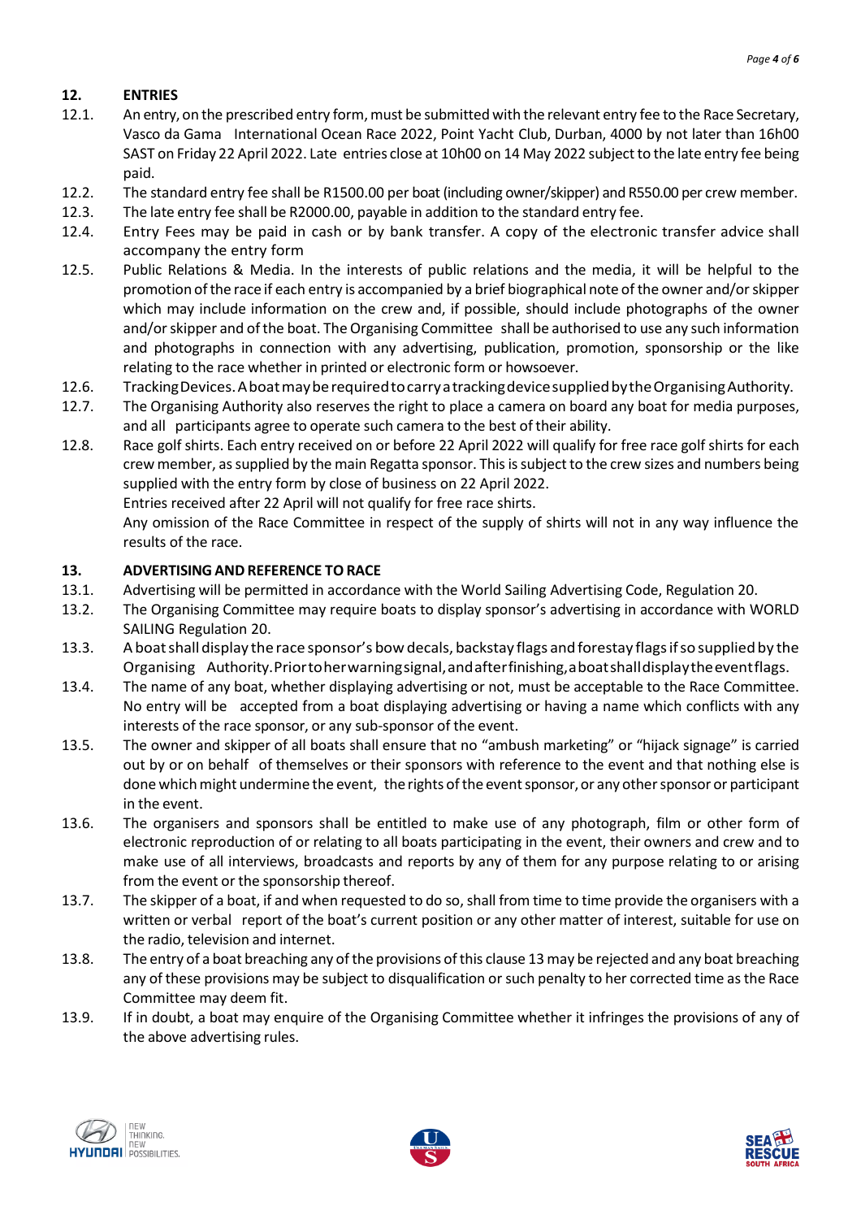## 12. ENTRIES

12.1. An entry, on the prescribed entry form, must be submitted with the relevant entry fee to the Race Secretary, Vasco da Gama International Ocean Race 2022, Point Yacht Club, Durban, 4000 by not later than 16h00 SAST on Friday 22 April 2022. Late entries close at 10h00 on 14 May 2022 subject to the late entry fee being paid.

12.2. The standard entry fee shall be R1500.00 per boat (including owner/skipper) and R550.00 per crew member.

12.3. The late entry fee shall be R2000.00, payable in addition to the standard entry fee.

12.4. Entry Fees may be paid in cash or by bank transfer. A copy of the electronic transfer advice shall accompany the entry form

12.5. Public Relations & Media. In the interests of public relations and the media, it will be helpful to the promotion of the race if each entry is accompanied by a brief biographical note of the owner and/or skipper which may include information on the crew and, if possible, should include photographs of the owner and/or skipper and of the boat. The Organising Committee shall be authorised to use any such information and photographs in connection with any advertising, publication, promotion, sponsorship or the like relating to the race whether in printed or electronic form or howsoever.

12.6. Tracking Devices. A boat may be required to carry a tracking device supplied by the Organising Authority.

12.7. The Organising Authority also reserves the right to place a camera on board any boat for media purposes, and all participants agree to operate such camera to the best of their ability.

12.8. Race golf shirts. Each entry received on or before 22 April 2022 will qualify for free race golf shirts for each crew member, as supplied by the main Regatta sponsor. This is subject to the crew sizes and numbers being supplied with the entry form by close of business on 22 April 2022.
Entries received after 22 April will not qualify for free race shirts.
Any omission of the Race Committee in respect of the supply of shirts will not in any way influence the results of the race.

## 13. ADVERTISING AND REFERENCE TO RACE

13.1. Advertising will be permitted in accordance with the World Sailing Advertising Code, Regulation 20.

13.2. The Organising Committee may require boats to display sponsor's advertising in accordance with WORLD SAILING Regulation 20.

13.3. A boat shall display the race sponsor's bow decals, backstay flags and forestay flags if so supplied by the Organising Authority. Prior to her warning signal, and after finishing, a boat shall display the event flags.

13.4. The name of any boat, whether displaying advertising or not, must be acceptable to the Race Committee. No entry will be accepted from a boat displaying advertising or having a name which conflicts with any interests of the race sponsor, or any sub-sponsor of the event.

13.5. The owner and skipper of all boats shall ensure that no "ambush marketing" or "hijack signage" is carried out by or on behalf of themselves or their sponsors with reference to the event and that nothing else is done which might undermine the event, the rights of the event sponsor, or any other sponsor or participant in the event.

13.6. The organisers and sponsors shall be entitled to make use of any photograph, film or other form of electronic reproduction of or relating to all boats participating in the event, their owners and crew and to make use of all interviews, broadcasts and reports by any of them for any purpose relating to or arising from the event or the sponsorship thereof.

13.7. The skipper of a boat, if and when requested to do so, shall from time to time provide the organisers with a written or verbal report of the boat's current position or any other matter of interest, suitable for use on the radio, television and internet.

13.8. The entry of a boat breaching any of the provisions of this clause 13 may be rejected and any boat breaching any of these provisions may be subject to disqualification or such penalty to her corrected time as the Race Committee may deem fit.

13.9. If in doubt, a boat may enquire of the Organising Committee whether it infringes the provisions of any of the above advertising rules.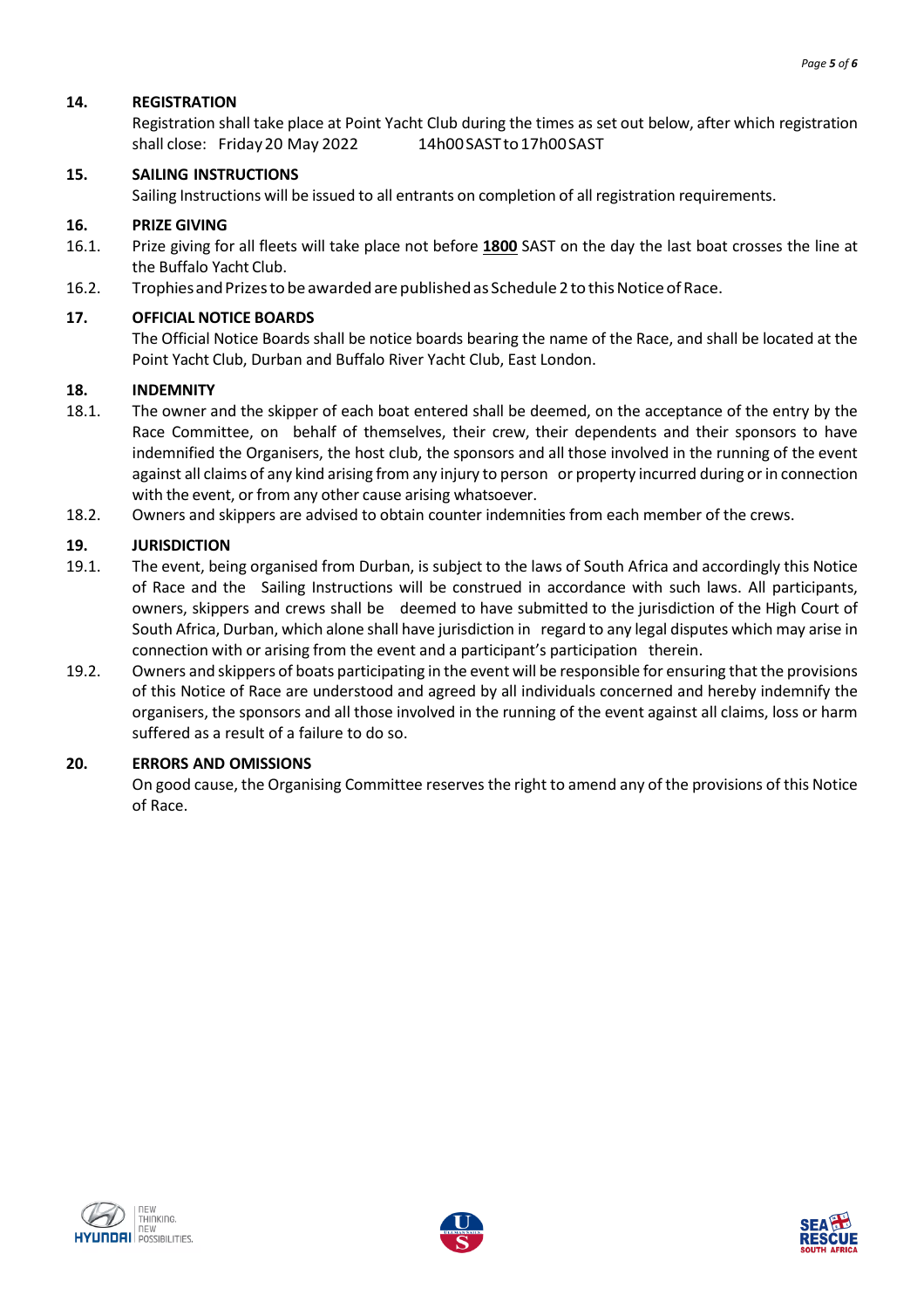## 14. REGISTRATION

Registration shall take place at Point Yacht Club during the times as set out below, after which registration shall close: Friday 20 May 2022 14h00 SAST to 17h00 SAST

## 15. SAILING INSTRUCTIONS

Sailing Instructions will be issued to all entrants on completion of all registration requirements.

## 16. PRIZE GIVING

16.1. Prize giving for all fleets will take place not before **1800** SAST on the day the last boat crosses the line at the Buffalo Yacht Club.

16.2. Trophies and Prizes to be awarded are published as Schedule 2 to this Notice of Race.

## 17. OFFICIAL NOTICE BOARDS

The Official Notice Boards shall be notice boards bearing the name of the Race, and shall be located at the Point Yacht Club, Durban and Buffalo River Yacht Club, East London.

## 18. INDEMNITY

18.1. The owner and the skipper of each boat entered shall be deemed, on the acceptance of the entry by the Race Committee, on behalf of themselves, their crew, their dependents and their sponsors to have indemnified the Organisers, the host club, the sponsors and all those involved in the running of the event against all claims of any kind arising from any injury to person or property incurred during or in connection with the event, or from any other cause arising whatsoever.

18.2. Owners and skippers are advised to obtain counter indemnities from each member of the crews.

## 19. JURISDICTION

19.1. The event, being organised from Durban, is subject to the laws of South Africa and accordingly this Notice of Race and the Sailing Instructions will be construed in accordance with such laws. All participants, owners, skippers and crews shall be deemed to have submitted to the jurisdiction of the High Court of South Africa, Durban, which alone shall have jurisdiction in regard to any legal disputes which may arise in connection with or arising from the event and a participant's participation therein.

19.2. Owners and skippers of boats participating in the event will be responsible for ensuring that the provisions of this Notice of Race are understood and agreed by all individuals concerned and hereby indemnify the organisers, the sponsors and all those involved in the running of the event against all claims, loss or harm suffered as a result of a failure to do so.

## 20. ERRORS AND OMISSIONS

On good cause, the Organising Committee reserves the right to amend any of the provisions of this Notice of Race.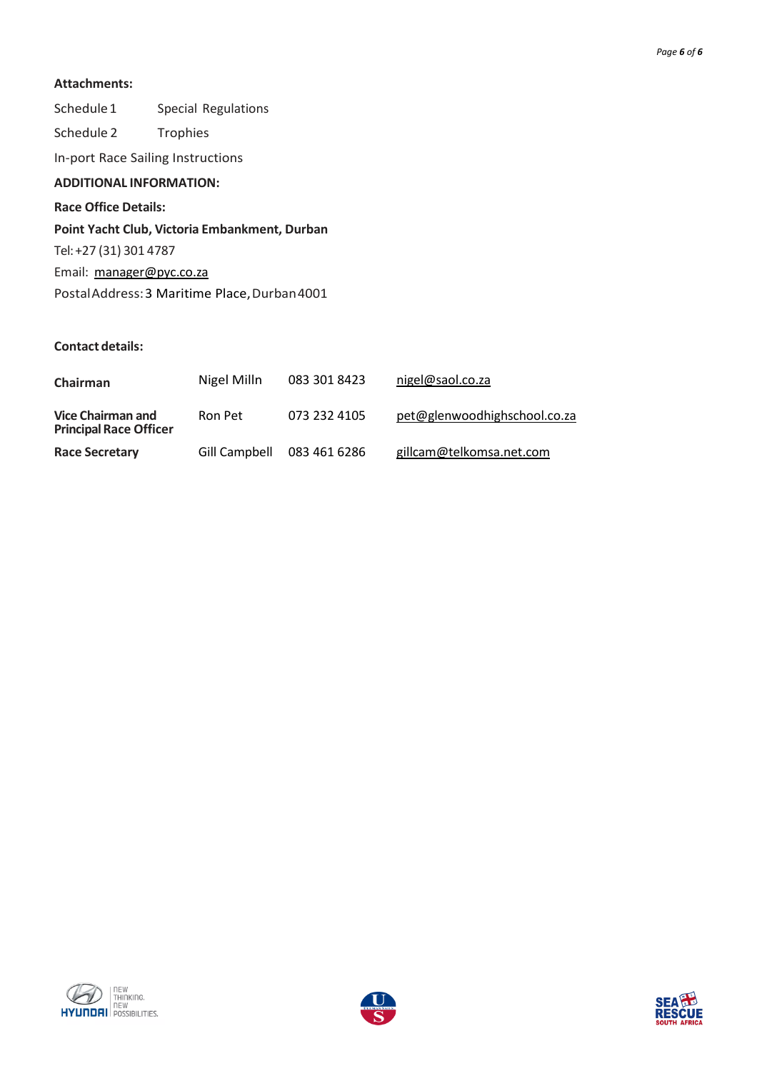**Attachments:**

Schedule 1 Special Regulations

Schedule 2 Trophies

In-port Race Sailing Instructions

**ADDITIONAL INFORMATION:**

**Race Office Details:**

**Point Yacht Club, Victoria Embankment, Durban**

Tel: +27 (31) 301 4787

Email: manager@pyc.co.za

Postal Address: 3 Maritime Place, Durban 4001

**Contact details:**

| | | | |
|---|---|---|---|
| **Chairman** | Nigel Milln | 083 301 8423 | nigel@saol.co.za |
| **Vice Chairman and Principal Race Officer** | Ron Pet | 073 232 4105 | pet@glenwoodhighschool.co.za |
| **Race Secretary** | Gill Campbell | 083 461 6286 | gillcam@telkomsa.net.com |